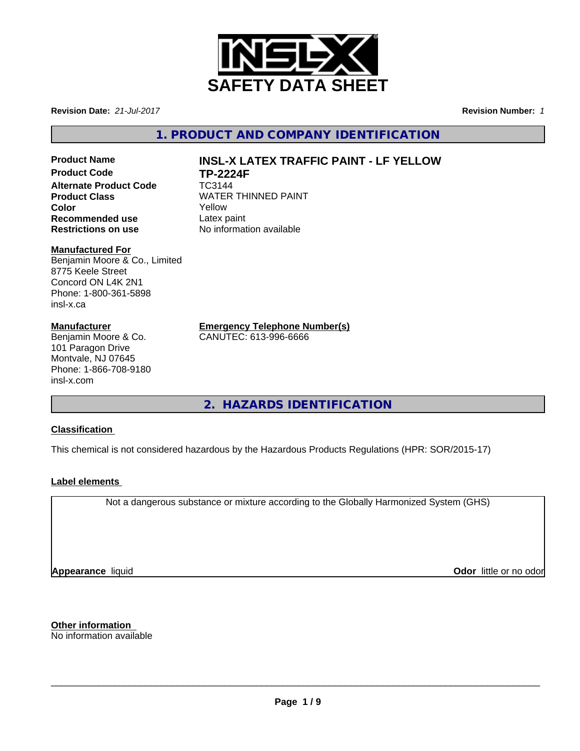# SAFETY DATA SHEET

**Revision Date:** *21-Jul-2017* **Revision Number:** *1*

## 1. PRODUCT AND COMPANY IDENTIFICATION

| | |
|---|---|
| **Product Name** | **INSL-X LATEX TRAFFIC PAINT - LF YELLOW** |
| **Product Code** | **TP-2224F** |
| **Alternate Product Code** | TC3144 |
| **Product Class** | WATER THINNED PAINT |
| **Color** | Yellow |
| **Recommended use** | Latex paint |
| **Restrictions on use** | No information available |

**Manufactured For**
Benjamin Moore & Co., Limited
8775 Keele Street
Concord ON L4K 2N1
Phone: 1-800-361-5898
insl-x.ca

**Manufacturer**
Benjamin Moore & Co.
101 Paragon Drive
Montvale, NJ 07645
Phone: 1-866-708-9180
insl-x.com

**Emergency Telephone Number(s)**
CANUTEC: 613-996-6666

## 2. HAZARDS IDENTIFICATION

**Classification**

This chemical is not considered hazardous by the Hazardous Products Regulations (HPR: SOR/2015-17)

**Label elements**

Not a dangerous substance or mixture according to the Globally Harmonized System (GHS)

**Appearance** liquid **Odor** little or no odor

**Other information**
No information available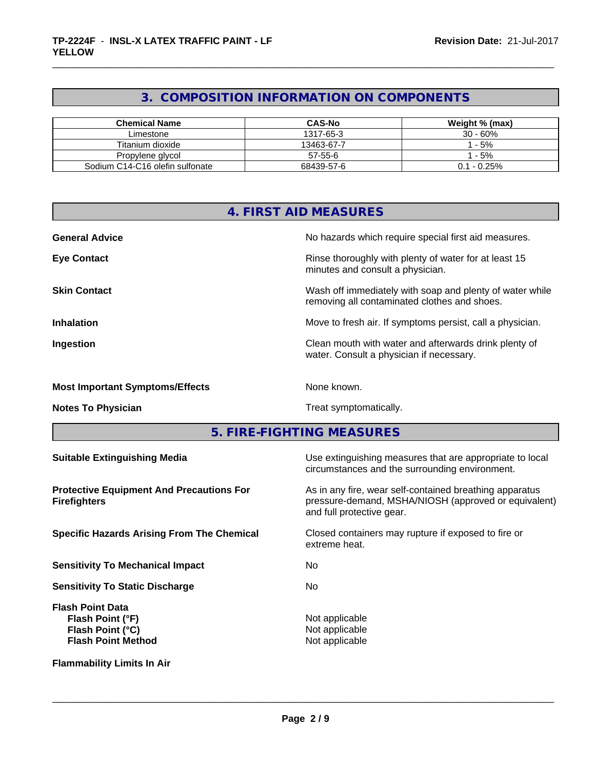## 3. COMPOSITION INFORMATION ON COMPONENTS

| Chemical Name | CAS-No | Weight % (max) |
|---|---|---|
| Limestone | 1317-65-3 | 30 - 60% |
| Titanium dioxide | 13463-67-7 | 1 - 5% |
| Propylene glycol | 57-55-6 | 1 - 5% |
| Sodium C14-C16 olefin sulfonate | 68439-57-6 | 0.1 - 0.25% |

## 4. FIRST AID MEASURES

**General Advice** No hazards which require special first aid measures.

**Eye Contact** Rinse thoroughly with plenty of water for at least 15 minutes and consult a physician.

**Skin Contact** Wash off immediately with soap and plenty of water while removing all contaminated clothes and shoes.

**Inhalation** Move to fresh air. If symptoms persist, call a physician.

**Ingestion** Clean mouth with water and afterwards drink plenty of water. Consult a physician if necessary.

**Most Important Symptoms/Effects** None known.

**Notes To Physician** Treat symptomatically.

## 5. FIRE-FIGHTING MEASURES

**Suitable Extinguishing Media** Use extinguishing measures that are appropriate to local circumstances and the surrounding environment.

**Protective Equipment And Precautions For Firefighters** As in any fire, wear self-contained breathing apparatus pressure-demand, MSHA/NIOSH (approved or equivalent) and full protective gear.

**Specific Hazards Arising From The Chemical** Closed containers may rupture if exposed to fire or extreme heat.

**Sensitivity To Mechanical Impact** No

**Sensitivity To Static Discharge** No

**Flash Point Data**
**Flash Point (°F)** Not applicable
**Flash Point (°C)** Not applicable
**Flash Point Method** Not applicable

**Flammability Limits In Air**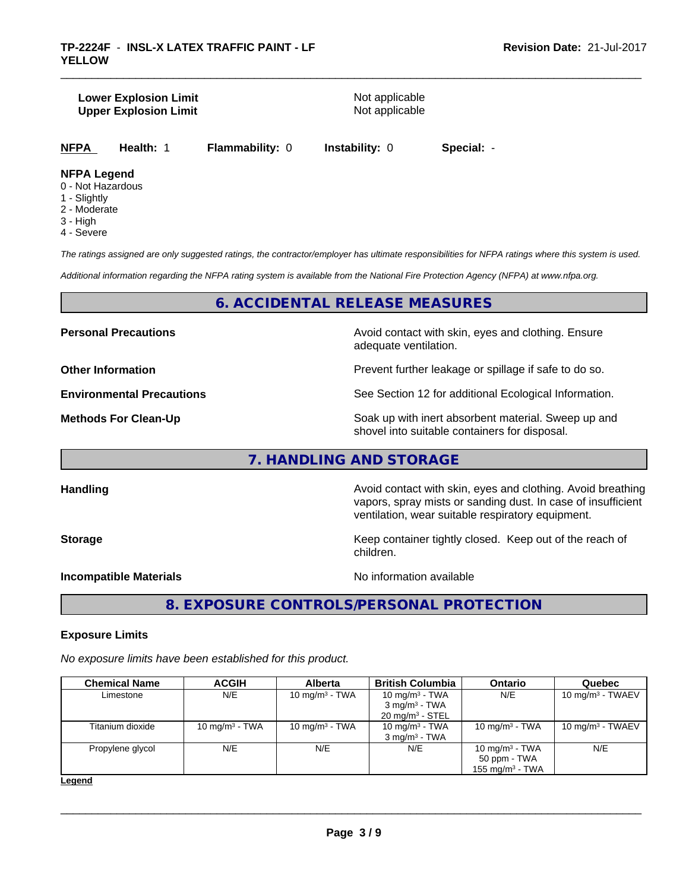| | |
|---|---|
| **Lower Explosion Limit** | Not applicable |
| **Upper Explosion Limit** | Not applicable |

**NFPA** **Health:** 1 **Flammability:** 0 **Instability:** 0 **Special:** -

**NFPA Legend**
- 0 - Not Hazardous
- 1 - Slightly
- 2 - Moderate
- 3 - High
- 4 - Severe

*The ratings assigned are only suggested ratings, the contractor/employer has ultimate responsibilities for NFPA ratings where this system is used.*

*Additional information regarding the NFPA rating system is available from the National Fire Protection Agency (NFPA) at www.nfpa.org.*

## 6. ACCIDENTAL RELEASE MEASURES

| | |
|---|---|
| **Personal Precautions** | Avoid contact with skin, eyes and clothing. Ensure adequate ventilation. |
| **Other Information** | Prevent further leakage or spillage if safe to do so. |
| **Environmental Precautions** | See Section 12 for additional Ecological Information. |
| **Methods For Clean-Up** | Soak up with inert absorbent material. Sweep up and shovel into suitable containers for disposal. |

## 7. HANDLING AND STORAGE

| | |
|---|---|
| **Handling** | Avoid contact with skin, eyes and clothing. Avoid breathing vapors, spray mists or sanding dust. In case of insufficient ventilation, wear suitable respiratory equipment. |
| **Storage** | Keep container tightly closed. Keep out of the reach of children. |
| **Incompatible Materials** | No information available |

## 8. EXPOSURE CONTROLS/PERSONAL PROTECTION

### Exposure Limits

*No exposure limits have been established for this product.*

| Chemical Name | ACGIH | Alberta | British Columbia | Ontario | Quebec |
|---|---|---|---|---|---|
| Limestone | N/E | 10 mg/m³ - TWA | 10 mg/m³ - TWA<br>3 mg/m³ - TWA<br>20 mg/m³ - STEL | N/E | 10 mg/m³ - TWAEV |
| Titanium dioxide | 10 mg/m³ - TWA | 10 mg/m³ - TWA | 10 mg/m³ - TWA<br>3 mg/m³ - TWA | 10 mg/m³ - TWA | 10 mg/m³ - TWAEV |
| Propylene glycol | N/E | N/E | N/E | 10 mg/m³ - TWA<br>50 ppm - TWA<br>155 mg/m³ - TWA | N/E |

**Legend**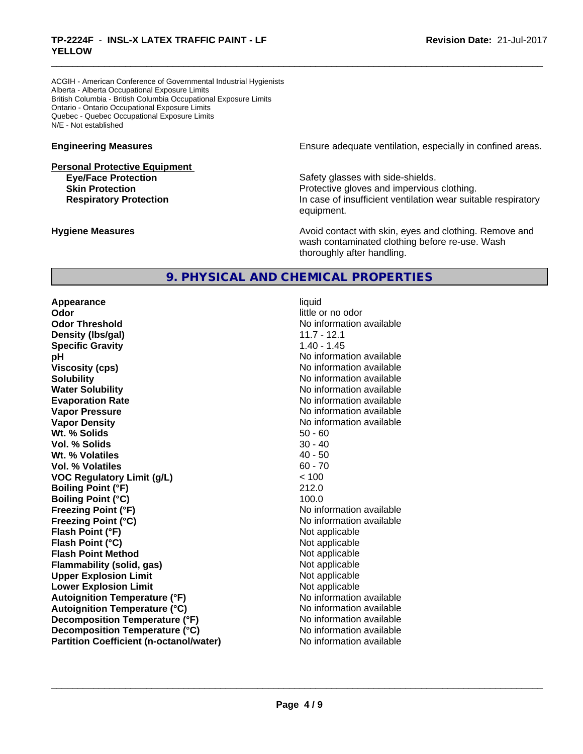ACGIH - American Conference of Governmental Industrial Hygienists
Alberta - Alberta Occupational Exposure Limits
British Columbia - British Columbia Occupational Exposure Limits
Ontario - Ontario Occupational Exposure Limits
Quebec - Quebec Occupational Exposure Limits
N/E - Not established

**Engineering Measures**: Ensure adequate ventilation, especially in confined areas.

**Personal Protective Equipment**

- **Eye/Face Protection**: Safety glasses with side-shields.
- **Skin Protection**: Protective gloves and impervious clothing.
- **Respiratory Protection**: In case of insufficient ventilation wear suitable respiratory equipment.

**Hygiene Measures**: Avoid contact with skin, eyes and clothing. Remove and wash contaminated clothing before re-use. Wash thoroughly after handling.

## 9. PHYSICAL AND CHEMICAL PROPERTIES

| Property | Value |
|---|---|
| **Appearance** | liquid |
| **Odor** | little or no odor |
| **Odor Threshold** | No information available |
| **Density (lbs/gal)** | 11.7 - 12.1 |
| **Specific Gravity** | 1.40 - 1.45 |
| **pH** | No information available |
| **Viscosity (cps)** | No information available |
| **Solubility** | No information available |
| **Water Solubility** | No information available |
| **Evaporation Rate** | No information available |
| **Vapor Pressure** | No information available |
| **Vapor Density** | No information available |
| **Wt. % Solids** | 50 - 60 |
| **Vol. % Solids** | 30 - 40 |
| **Wt. % Volatiles** | 40 - 50 |
| **Vol. % Volatiles** | 60 - 70 |
| **VOC Regulatory Limit (g/L)** | < 100 |
| **Boiling Point (°F)** | 212.0 |
| **Boiling Point (°C)** | 100.0 |
| **Freezing Point (°F)** | No information available |
| **Freezing Point (°C)** | No information available |
| **Flash Point (°F)** | Not applicable |
| **Flash Point (°C)** | Not applicable |
| **Flash Point Method** | Not applicable |
| **Flammability (solid, gas)** | Not applicable |
| **Upper Explosion Limit** | Not applicable |
| **Lower Explosion Limit** | Not applicable |
| **Autoignition Temperature (°F)** | No information available |
| **Autoignition Temperature (°C)** | No information available |
| **Decomposition Temperature (°F)** | No information available |
| **Decomposition Temperature (°C)** | No information available |
| **Partition Coefficient (n-octanol/water)** | No information available |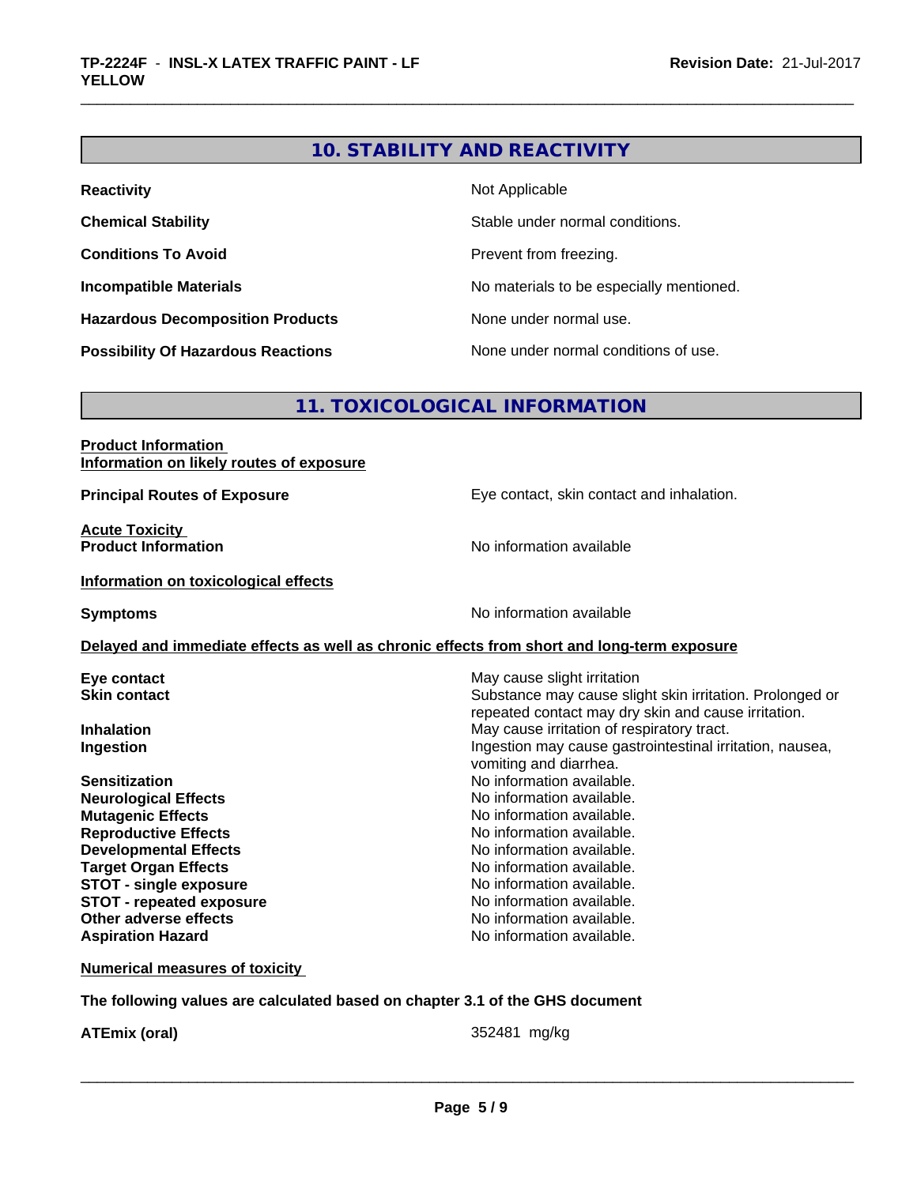## 10. STABILITY AND REACTIVITY

| | |
|---|---|
| **Reactivity** | Not Applicable |
| **Chemical Stability** | Stable under normal conditions. |
| **Conditions To Avoid** | Prevent from freezing. |
| **Incompatible Materials** | No materials to be especially mentioned. |
| **Hazardous Decomposition Products** | None under normal use. |
| **Possibility Of Hazardous Reactions** | None under normal conditions of use. |

## 11. TOXICOLOGICAL INFORMATION

**Product Information**

**Information on likely routes of exposure**

**Principal Routes of Exposure** — Eye contact, skin contact and inhalation.

**Acute Toxicity**

**Product Information** — No information available

**Information on toxicological effects**

**Symptoms** — No information available

**Delayed and immediate effects as well as chronic effects from short and long-term exposure**

| | |
|---|---|
| **Eye contact** | May cause slight irritation |
| **Skin contact** | Substance may cause slight skin irritation. Prolonged or repeated contact may dry skin and cause irritation. |
| **Inhalation** | May cause irritation of respiratory tract. |
| **Ingestion** | Ingestion may cause gastrointestinal irritation, nausea, vomiting and diarrhea. |
| **Sensitization** | No information available. |
| **Neurological Effects** | No information available. |
| **Mutagenic Effects** | No information available. |
| **Reproductive Effects** | No information available. |
| **Developmental Effects** | No information available. |
| **Target Organ Effects** | No information available. |
| **STOT - single exposure** | No information available. |
| **STOT - repeated exposure** | No information available. |
| **Other adverse effects** | No information available. |
| **Aspiration Hazard** | No information available. |

**Numerical measures of toxicity**

**The following values are calculated based on chapter 3.1 of the GHS document**

**ATEmix (oral)** — 352481 mg/kg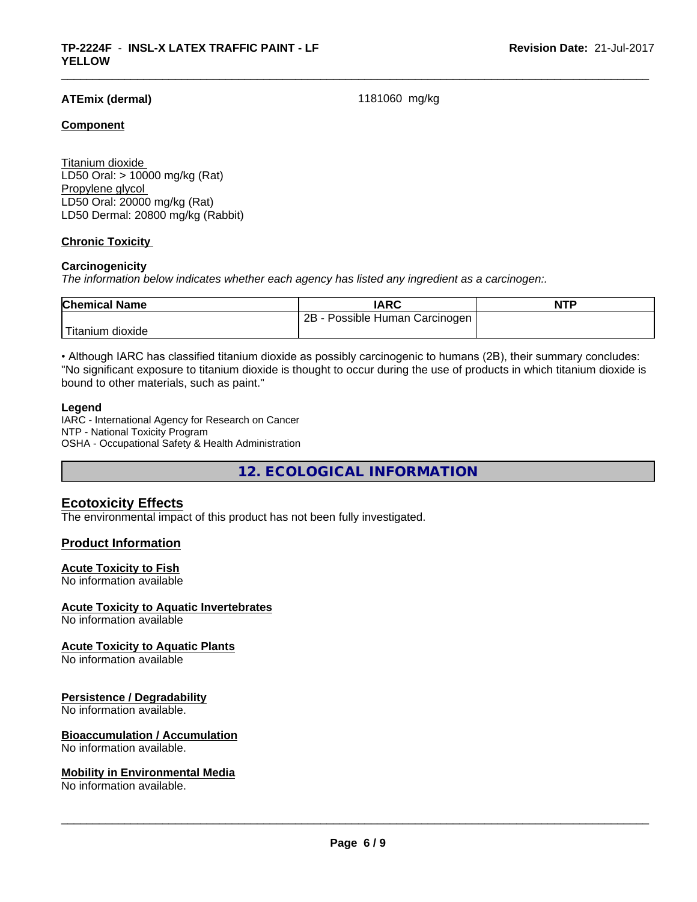**ATEmix (dermal)** 1181060 mg/kg

**Component**

Titanium dioxide
LD50 Oral: > 10000 mg/kg (Rat)
Propylene glycol
LD50 Oral: 20000 mg/kg (Rat)
LD50 Dermal: 20800 mg/kg (Rabbit)

**Chronic Toxicity**

**Carcinogenicity**

*The information below indicates whether each agency has listed any ingredient as a carcinogen:.*

| Chemical Name | IARC | NTP |
|---|---|---|
| Titanium dioxide | 2B - Possible Human Carcinogen | |

• Although IARC has classified titanium dioxide as possibly carcinogenic to humans (2B), their summary concludes: "No significant exposure to titanium dioxide is thought to occur during the use of products in which titanium dioxide is bound to other materials, such as paint."

**Legend**

IARC - International Agency for Research on Cancer
NTP - National Toxicity Program
OSHA - Occupational Safety & Health Administration

## 12. ECOLOGICAL INFORMATION

### Ecotoxicity Effects

The environmental impact of this product has not been fully investigated.

### Product Information

**Acute Toxicity to Fish**
No information available

**Acute Toxicity to Aquatic Invertebrates**
No information available

**Acute Toxicity to Aquatic Plants**
No information available

**Persistence / Degradability**
No information available.

**Bioaccumulation / Accumulation**
No information available.

**Mobility in Environmental Media**
No information available.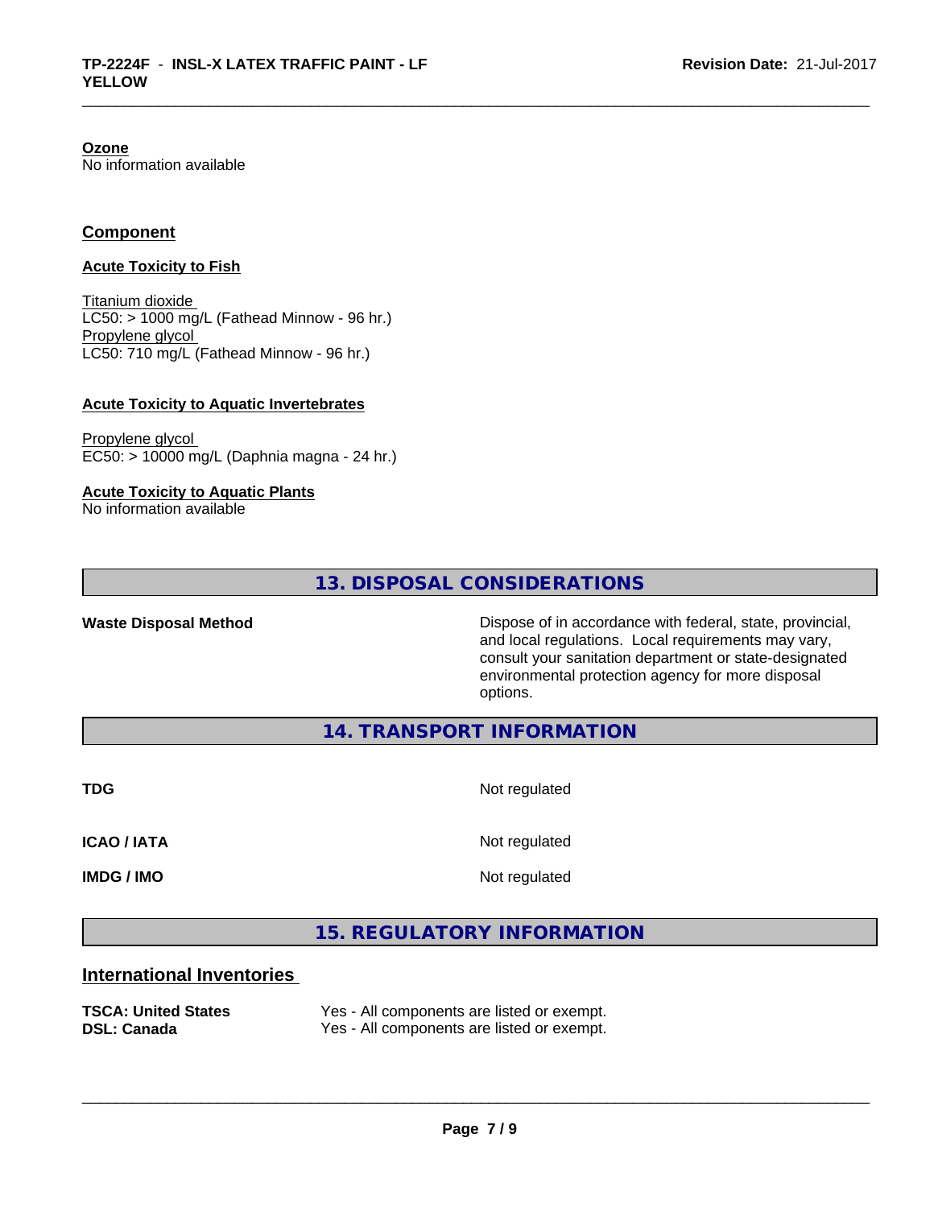**Ozone**
No information available

## Component

**Acute Toxicity to Fish**

Titanium dioxide
LC50: > 1000 mg/L (Fathead Minnow - 96 hr.)
Propylene glycol
LC50: 710 mg/L (Fathead Minnow - 96 hr.)

**Acute Toxicity to Aquatic Invertebrates**

Propylene glycol
EC50: > 10000 mg/L (Daphnia magna - 24 hr.)

**Acute Toxicity to Aquatic Plants**
No information available

## 13. DISPOSAL CONSIDERATIONS

| | |
|---|---|
| **Waste Disposal Method** | Dispose of in accordance with federal, state, provincial, and local regulations. Local requirements may vary, consult your sanitation department or state-designated environmental protection agency for more disposal options. |

## 14. TRANSPORT INFORMATION

| | |
|---|---|
| **TDG** | Not regulated |
| **ICAO / IATA** | Not regulated |
| **IMDG / IMO** | Not regulated |

## 15. REGULATORY INFORMATION

### International Inventories

| | |
|---|---|
| **TSCA: United States** | Yes - All components are listed or exempt. |
| **DSL: Canada** | Yes - All components are listed or exempt. |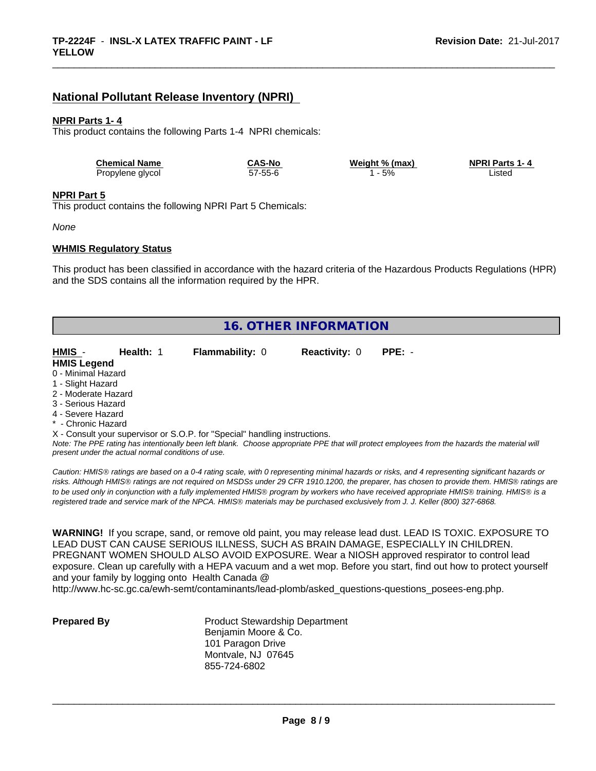## National Pollutant Release Inventory (NPRI)

**NPRI Parts 1- 4**

This product contains the following Parts 1-4 NPRI chemicals:

| Chemical Name | CAS-No | Weight % (max) | NPRI Parts 1- 4 |
|---|---|---|---|
| Propylene glycol | 57-55-6 | 1 - 5% | Listed |

**NPRI Part 5**

This product contains the following NPRI Part 5 Chemicals:

*None*

**WHMIS Regulatory Status**

This product has been classified in accordance with the hazard criteria of the Hazardous Products Regulations (HPR) and the SDS contains all the information required by the HPR.

## 16. OTHER INFORMATION

**HMIS** - **Health:** 1 **Flammability:** 0 **Reactivity:** 0 **PPE:** -

**HMIS Legend**

0 - Minimal Hazard
1 - Slight Hazard
2 - Moderate Hazard
3 - Serious Hazard
4 - Severe Hazard
* - Chronic Hazard
X - Consult your supervisor or S.O.P. for "Special" handling instructions.

*Note: The PPE rating has intentionally been left blank. Choose appropriate PPE that will protect employees from the hazards the material will present under the actual normal conditions of use.*

*Caution: HMIS® ratings are based on a 0-4 rating scale, with 0 representing minimal hazards or risks, and 4 representing significant hazards or risks. Although HMIS® ratings are not required on MSDSs under 29 CFR 1910.1200, the preparer, has chosen to provide them. HMIS® ratings are to be used only in conjunction with a fully implemented HMIS® program by workers who have received appropriate HMIS® training. HMIS® is a registered trade and service mark of the NPCA. HMIS® materials may be purchased exclusively from J. J. Keller (800) 327-6868.*

**WARNING!** If you scrape, sand, or remove old paint, you may release lead dust. LEAD IS TOXIC. EXPOSURE TO LEAD DUST CAN CAUSE SERIOUS ILLNESS, SUCH AS BRAIN DAMAGE, ESPECIALLY IN CHILDREN. PREGNANT WOMEN SHOULD ALSO AVOID EXPOSURE. Wear a NIOSH approved respirator to control lead exposure. Clean up carefully with a HEPA vacuum and a wet mop. Before you start, find out how to protect yourself and your family by logging onto Health Canada @ http://www.hc-sc.gc.ca/ewh-semt/contaminants/lead-plomb/asked_questions-questions_posees-eng.php.

**Prepared By**

Product Stewardship Department
Benjamin Moore & Co.
101 Paragon Drive
Montvale, NJ 07645
855-724-6802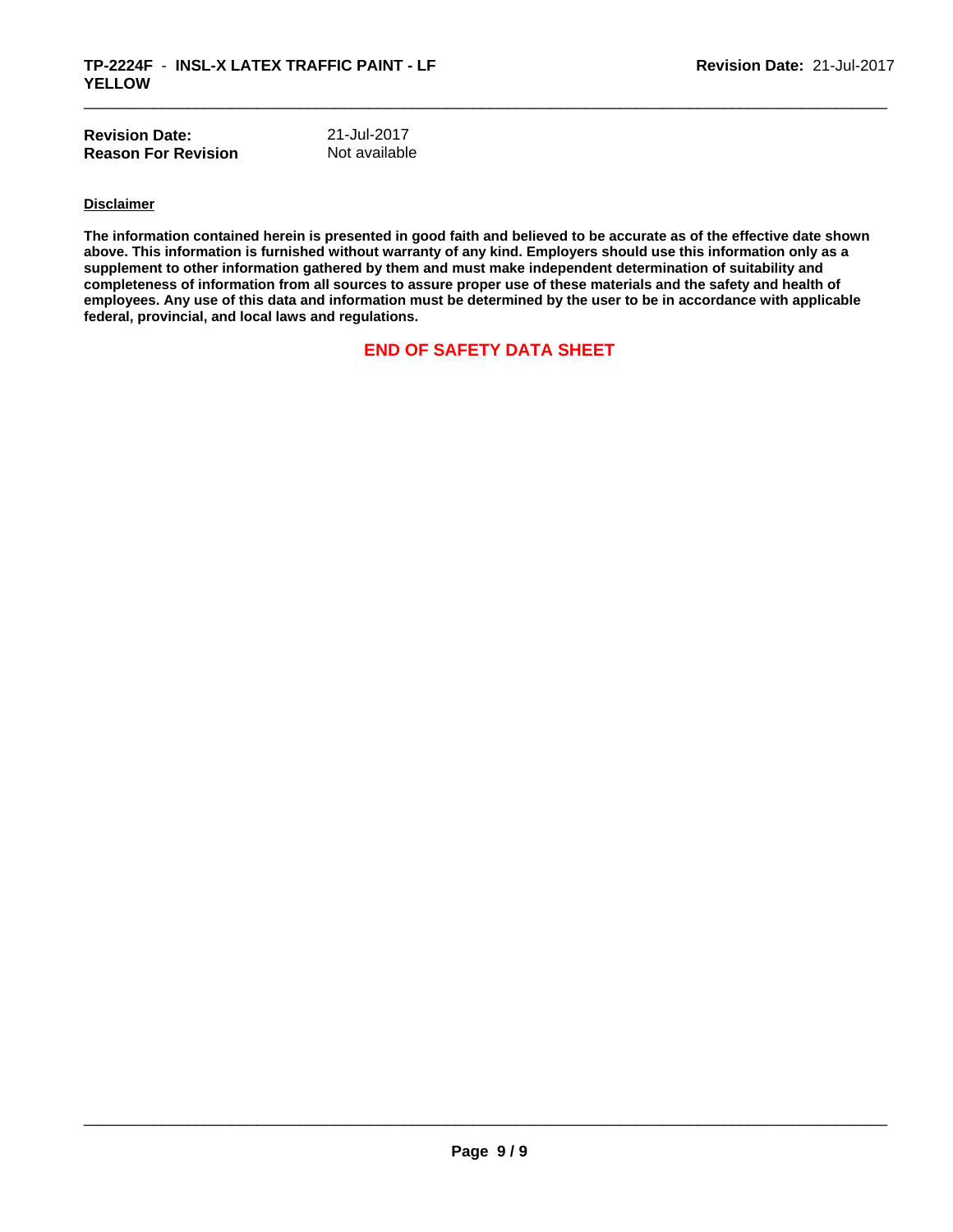| | |
|---|---|
| **Revision Date:** | 21-Jul-2017 |
| **Reason For Revision** | Not available |

**Disclaimer**

**The information contained herein is presented in good faith and believed to be accurate as of the effective date shown above. This information is furnished without warranty of any kind. Employers should use this information only as a supplement to other information gathered by them and must make independent determination of suitability and completeness of information from all sources to assure proper use of these materials and the safety and health of employees. Any use of this data and information must be determined by the user to be in accordance with applicable federal, provincial, and local laws and regulations.**

**END OF SAFETY DATA SHEET**